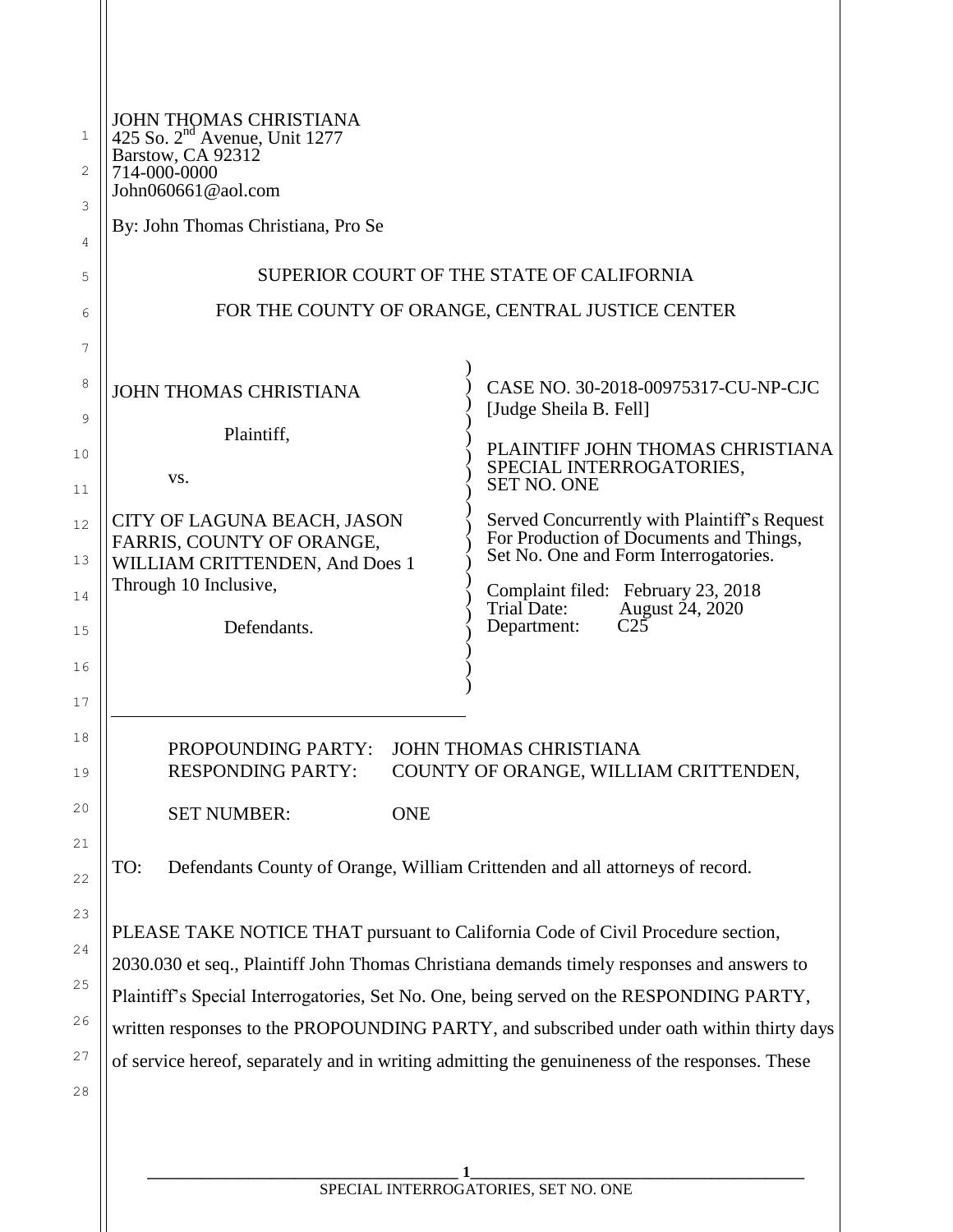JOHN THOMAS CHRISTIANA
425 So. 2nd Avenue, Unit 1277
Barstow, CA 92312
714-000-0000
John060661@aol.com

By: John Thomas Christiana, Pro Se

SUPERIOR COURT OF THE STATE OF CALIFORNIA

FOR THE COUNTY OF ORANGE, CENTRAL JUSTICE CENTER

JOHN THOMAS CHRISTIANA

Plaintiff,

vs.

CITY OF LAGUNA BEACH, JASON FARRIS, COUNTY OF ORANGE, WILLIAM CRITTENDEN, And Does 1 Through 10 Inclusive,

Defendants.

CASE NO. 30-2018-00975317-CU-NP-CJC
[Judge Sheila B. Fell]

PLAINTIFF JOHN THOMAS CHRISTIANA SPECIAL INTERROGATORIES, SET NO. ONE

Served Concurrently with Plaintiff's Request For Production of Documents and Things, Set No. One and Form Interrogatories.

Complaint filed: February 23, 2018
Trial Date: August 24, 2020
Department: C25

PROPOUNDING PARTY: JOHN THOMAS CHRISTIANA
RESPONDING PARTY: COUNTY OF ORANGE, WILLIAM CRITTENDEN,

SET NUMBER: ONE

TO: Defendants County of Orange, William Crittenden and all attorneys of record.

PLEASE TAKE NOTICE THAT pursuant to California Code of Civil Procedure section, 2030.030 et seq., Plaintiff John Thomas Christiana demands timely responses and answers to Plaintiff's Special Interrogatories, Set No. One, being served on the RESPONDING PARTY, written responses to the PROPOUNDING PARTY, and subscribed under oath within thirty days of service hereof, separately and in writing admitting the genuineness of the responses. These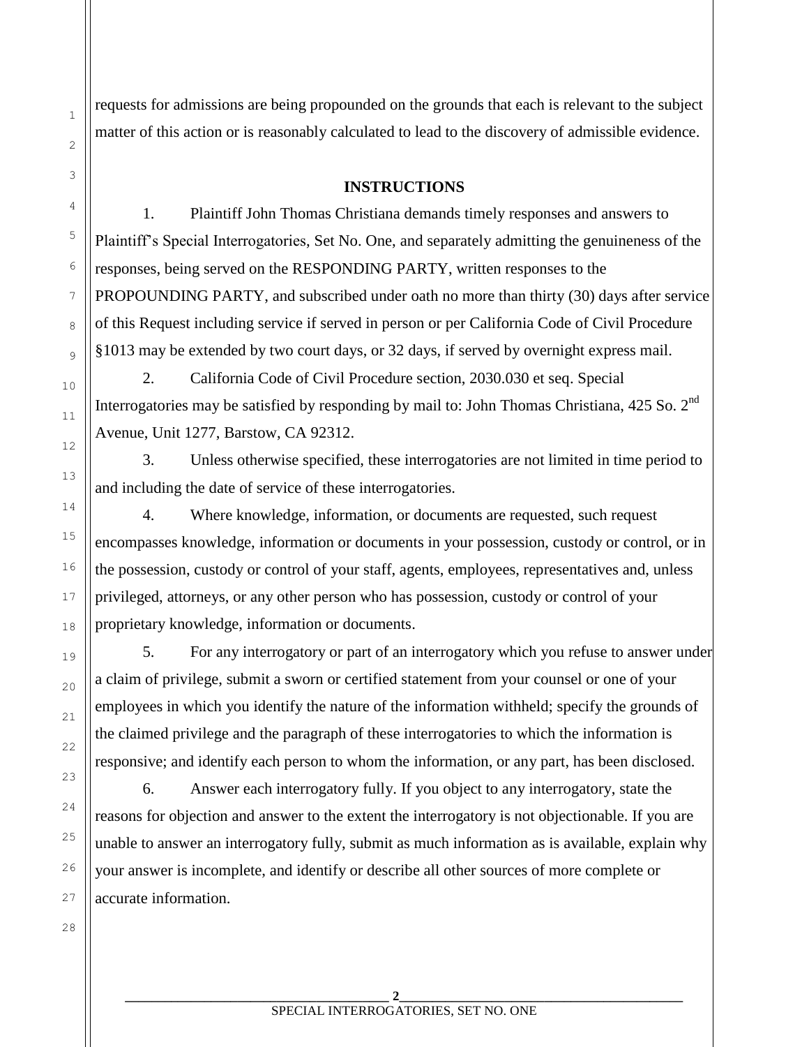requests for admissions are being propounded on the grounds that each is relevant to the subject matter of this action or is reasonably calculated to lead to the discovery of admissible evidence.

**INSTRUCTIONS**

1. Plaintiff John Thomas Christiana demands timely responses and answers to Plaintiff's Special Interrogatories, Set No. One, and separately admitting the genuineness of the responses, being served on the RESPONDING PARTY, written responses to the PROPOUNDING PARTY, and subscribed under oath no more than thirty (30) days after service of this Request including service if served in person or per California Code of Civil Procedure §1013 may be extended by two court days, or 32 days, if served by overnight express mail.

2. California Code of Civil Procedure section, 2030.030 et seq. Special Interrogatories may be satisfied by responding by mail to: John Thomas Christiana, 425 So. 2nd Avenue, Unit 1277, Barstow, CA 92312.

3. Unless otherwise specified, these interrogatories are not limited in time period to and including the date of service of these interrogatories.

4. Where knowledge, information, or documents are requested, such request encompasses knowledge, information or documents in your possession, custody or control, or in the possession, custody or control of your staff, agents, employees, representatives and, unless privileged, attorneys, or any other person who has possession, custody or control of your proprietary knowledge, information or documents.

5. For any interrogatory or part of an interrogatory which you refuse to answer under a claim of privilege, submit a sworn or certified statement from your counsel or one of your employees in which you identify the nature of the information withheld; specify the grounds of the claimed privilege and the paragraph of these interrogatories to which the information is responsive; and identify each person to whom the information, or any part, has been disclosed.

6. Answer each interrogatory fully. If you object to any interrogatory, state the reasons for objection and answer to the extent the interrogatory is not objectionable. If you are unable to answer an interrogatory fully, submit as much information as is available, explain why your answer is incomplete, and identify or describe all other sources of more complete or accurate information.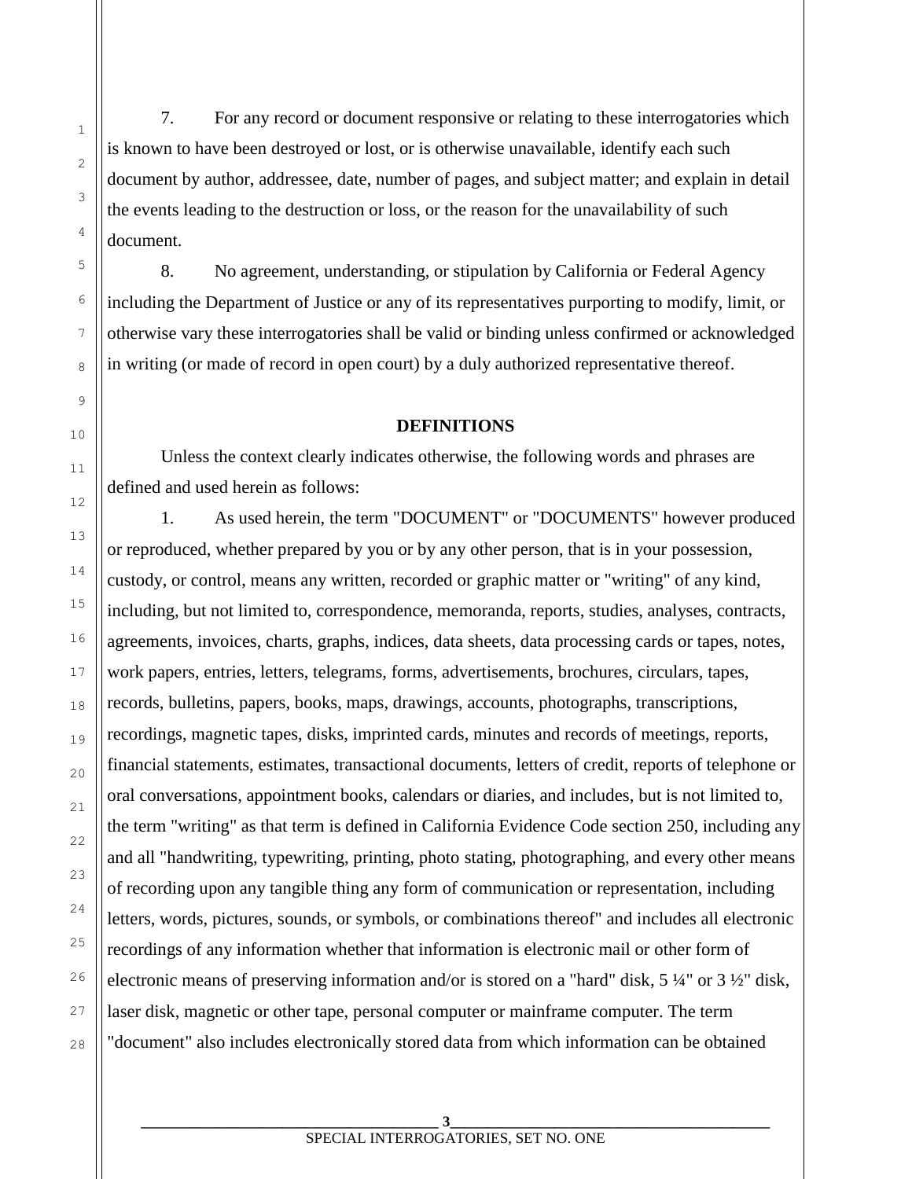7. For any record or document responsive or relating to these interrogatories which is known to have been destroyed or lost, or is otherwise unavailable, identify each such document by author, addressee, date, number of pages, and subject matter; and explain in detail the events leading to the destruction or loss, or the reason for the unavailability of such document.

8. No agreement, understanding, or stipulation by California or Federal Agency including the Department of Justice or any of its representatives purporting to modify, limit, or otherwise vary these interrogatories shall be valid or binding unless confirmed or acknowledged in writing (or made of record in open court) by a duly authorized representative thereof.

**DEFINITIONS**

Unless the context clearly indicates otherwise, the following words and phrases are defined and used herein as follows:

1. As used herein, the term "DOCUMENT" or "DOCUMENTS" however produced or reproduced, whether prepared by you or by any other person, that is in your possession, custody, or control, means any written, recorded or graphic matter or "writing" of any kind, including, but not limited to, correspondence, memoranda, reports, studies, analyses, contracts, agreements, invoices, charts, graphs, indices, data sheets, data processing cards or tapes, notes, work papers, entries, letters, telegrams, forms, advertisements, brochures, circulars, tapes, records, bulletins, papers, books, maps, drawings, accounts, photographs, transcriptions, recordings, magnetic tapes, disks, imprinted cards, minutes and records of meetings, reports, financial statements, estimates, transactional documents, letters of credit, reports of telephone or oral conversations, appointment books, calendars or diaries, and includes, but is not limited to, the term "writing" as that term is defined in California Evidence Code section 250, including any and all "handwriting, typewriting, printing, photo stating, photographing, and every other means of recording upon any tangible thing any form of communication or representation, including letters, words, pictures, sounds, or symbols, or combinations thereof" and includes all electronic recordings of any information whether that information is electronic mail or other form of electronic means of preserving information and/or is stored on a "hard" disk, 5 ¼" or 3 ½" disk, laser disk, magnetic or other tape, personal computer or mainframe computer. The term "document" also includes electronically stored data from which information can be obtained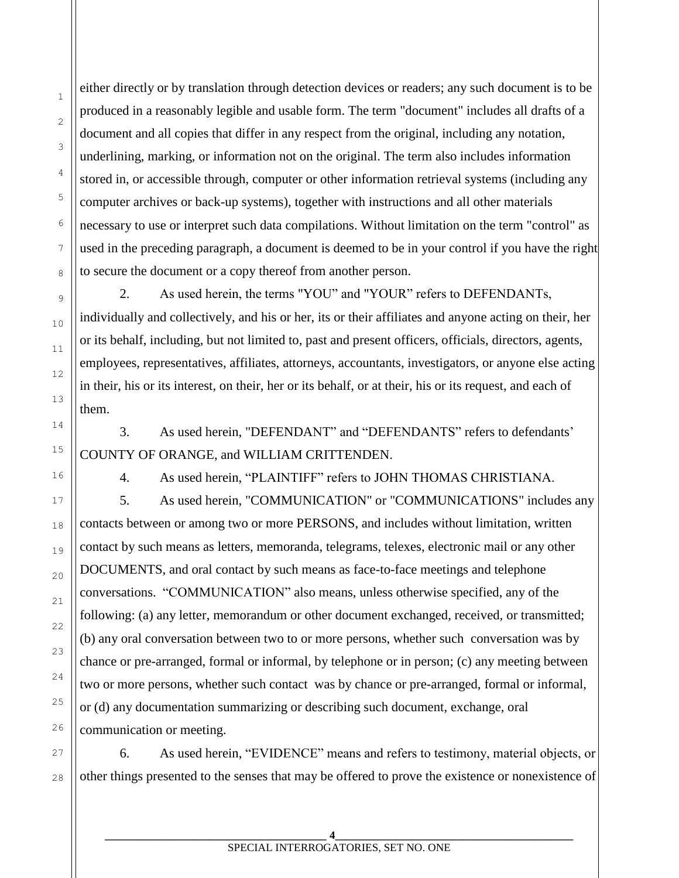either directly or by translation through detection devices or readers; any such document is to be produced in a reasonably legible and usable form. The term "document" includes all drafts of a document and all copies that differ in any respect from the original, including any notation, underlining, marking, or information not on the original. The term also includes information stored in, or accessible through, computer or other information retrieval systems (including any computer archives or back-up systems), together with instructions and all other materials necessary to use or interpret such data compilations. Without limitation on the term "control" as used in the preceding paragraph, a document is deemed to be in your control if you have the right to secure the document or a copy thereof from another person.

2. As used herein, the terms "YOU" and "YOUR" refers to DEFENDANTs, individually and collectively, and his or her, its or their affiliates and anyone acting on their, her or its behalf, including, but not limited to, past and present officers, officials, directors, agents, employees, representatives, affiliates, attorneys, accountants, investigators, or anyone else acting in their, his or its interest, on their, her or its behalf, or at their, his or its request, and each of them.

3. As used herein, "DEFENDANT" and "DEFENDANTS" refers to defendants' COUNTY OF ORANGE, and WILLIAM CRITTENDEN.

4. As used herein, "PLAINTIFF" refers to JOHN THOMAS CHRISTIANA.

5. As used herein, "COMMUNICATION" or "COMMUNICATIONS" includes any contacts between or among two or more PERSONS, and includes without limitation, written contact by such means as letters, memoranda, telegrams, telexes, electronic mail or any other DOCUMENTS, and oral contact by such means as face-to-face meetings and telephone conversations. "COMMUNICATION" also means, unless otherwise specified, any of the following: (a) any letter, memorandum or other document exchanged, received, or transmitted; (b) any oral conversation between two to or more persons, whether such conversation was by chance or pre-arranged, formal or informal, by telephone or in person; (c) any meeting between two or more persons, whether such contact was by chance or pre-arranged, formal or informal, or (d) any documentation summarizing or describing such document, exchange, oral communication or meeting.

6. As used herein, "EVIDENCE" means and refers to testimony, material objects, or other things presented to the senses that may be offered to prove the existence or nonexistence of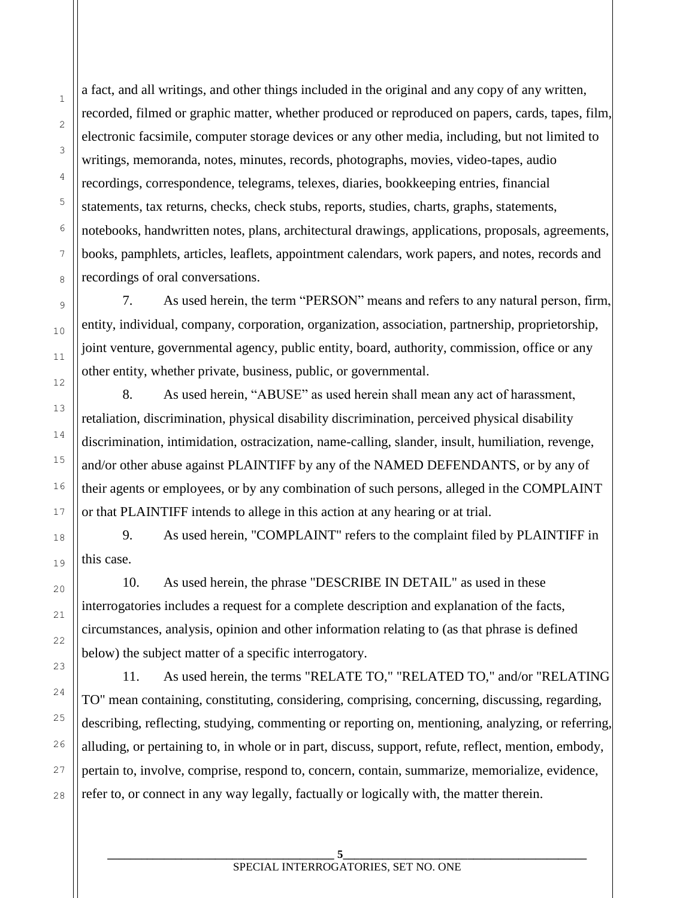a fact, and all writings, and other things included in the original and any copy of any written, recorded, filmed or graphic matter, whether produced or reproduced on papers, cards, tapes, film, electronic facsimile, computer storage devices or any other media, including, but not limited to writings, memoranda, notes, minutes, records, photographs, movies, video-tapes, audio recordings, correspondence, telegrams, telexes, diaries, bookkeeping entries, financial statements, tax returns, checks, check stubs, reports, studies, charts, graphs, statements, notebooks, handwritten notes, plans, architectural drawings, applications, proposals, agreements, books, pamphlets, articles, leaflets, appointment calendars, work papers, and notes, records and recordings of oral conversations.

7. As used herein, the term "PERSON" means and refers to any natural person, firm, entity, individual, company, corporation, organization, association, partnership, proprietorship, joint venture, governmental agency, public entity, board, authority, commission, office or any other entity, whether private, business, public, or governmental.

8. As used herein, "ABUSE" as used herein shall mean any act of harassment, retaliation, discrimination, physical disability discrimination, perceived physical disability discrimination, intimidation, ostracization, name-calling, slander, insult, humiliation, revenge, and/or other abuse against PLAINTIFF by any of the NAMED DEFENDANTS, or by any of their agents or employees, or by any combination of such persons, alleged in the COMPLAINT or that PLAINTIFF intends to allege in this action at any hearing or at trial.

9. As used herein, "COMPLAINT" refers to the complaint filed by PLAINTIFF in this case.

10. As used herein, the phrase "DESCRIBE IN DETAIL" as used in these interrogatories includes a request for a complete description and explanation of the facts, circumstances, analysis, opinion and other information relating to (as that phrase is defined below) the subject matter of a specific interrogatory.

11. As used herein, the terms "RELATE TO," "RELATED TO," and/or "RELATING TO" mean containing, constituting, considering, comprising, concerning, discussing, regarding, describing, reflecting, studying, commenting or reporting on, mentioning, analyzing, or referring, alluding, or pertaining to, in whole or in part, discuss, support, refute, reflect, mention, embody, pertain to, involve, comprise, respond to, concern, contain, summarize, memorialize, evidence, refer to, or connect in any way legally, factually or logically with, the matter therein.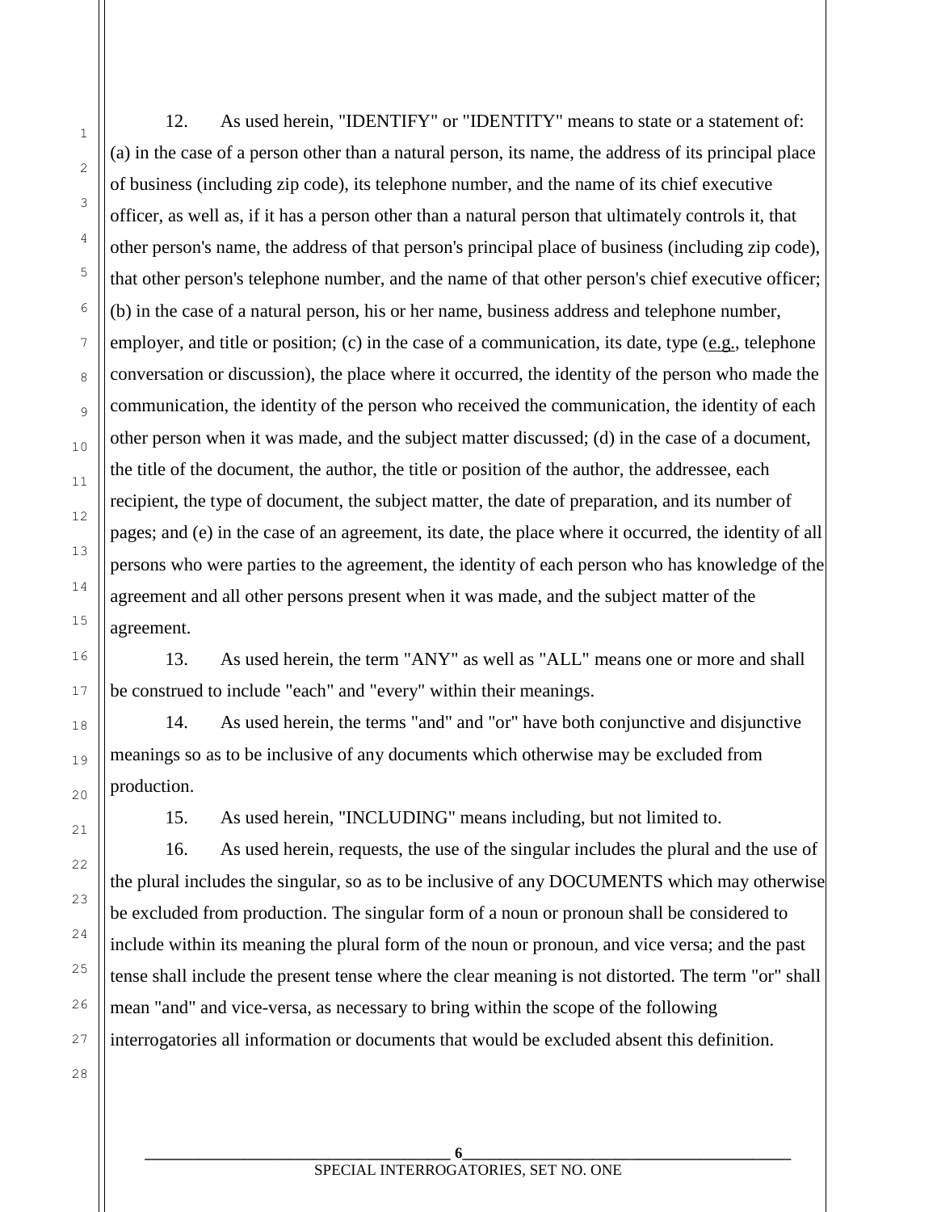12. As used herein, "IDENTIFY" or "IDENTITY" means to state or a statement of: (a) in the case of a person other than a natural person, its name, the address of its principal place of business (including zip code), its telephone number, and the name of its chief executive officer, as well as, if it has a person other than a natural person that ultimately controls it, that other person's name, the address of that person's principal place of business (including zip code), that other person's telephone number, and the name of that other person's chief executive officer; (b) in the case of a natural person, his or her name, business address and telephone number, employer, and title or position; (c) in the case of a communication, its date, type (e.g., telephone conversation or discussion), the place where it occurred, the identity of the person who made the communication, the identity of the person who received the communication, the identity of each other person when it was made, and the subject matter discussed; (d) in the case of a document, the title of the document, the author, the title or position of the author, the addressee, each recipient, the type of document, the subject matter, the date of preparation, and its number of pages; and (e) in the case of an agreement, its date, the place where it occurred, the identity of all persons who were parties to the agreement, the identity of each person who has knowledge of the agreement and all other persons present when it was made, and the subject matter of the agreement.

13. As used herein, the term "ANY" as well as "ALL" means one or more and shall be construed to include "each" and "every" within their meanings.

14. As used herein, the terms "and" and "or" have both conjunctive and disjunctive meanings so as to be inclusive of any documents which otherwise may be excluded from production.

15. As used herein, "INCLUDING" means including, but not limited to.

16. As used herein, requests, the use of the singular includes the plural and the use of the plural includes the singular, so as to be inclusive of any DOCUMENTS which may otherwise be excluded from production. The singular form of a noun or pronoun shall be considered to include within its meaning the plural form of the noun or pronoun, and vice versa; and the past tense shall include the present tense where the clear meaning is not distorted. The term "or" shall mean "and" and vice-versa, as necessary to bring within the scope of the following interrogatories all information or documents that would be excluded absent this definition.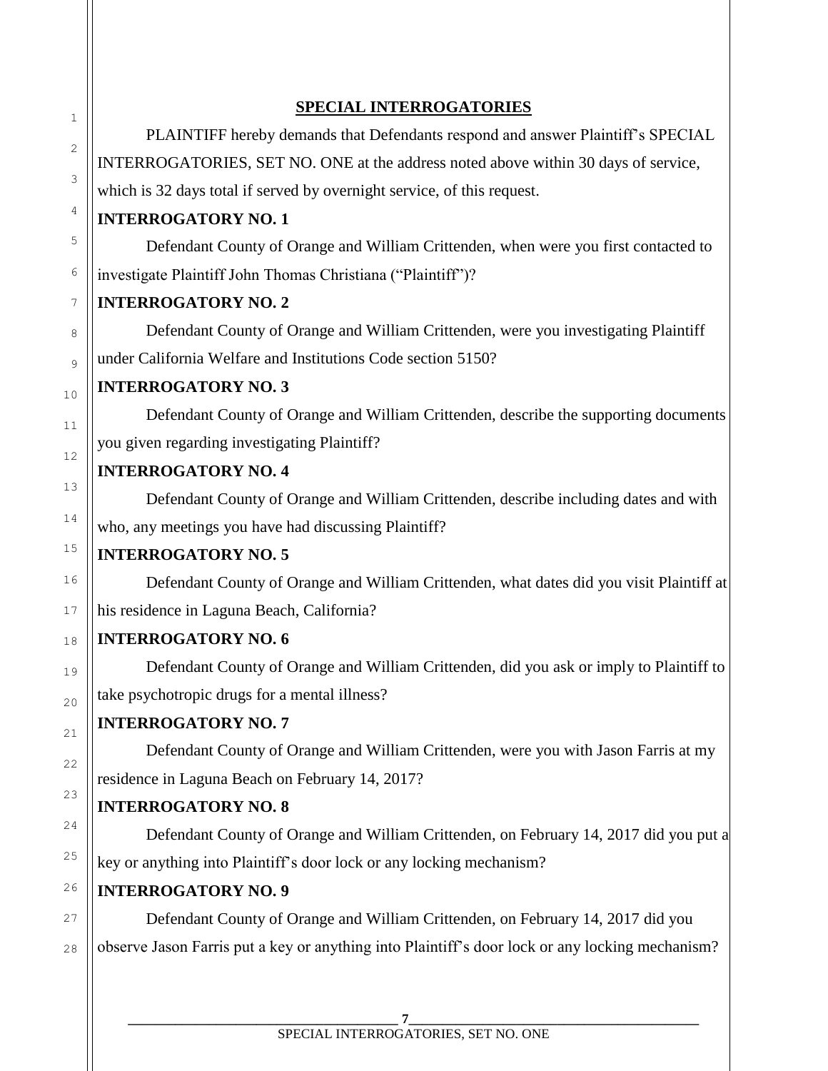## SPECIAL INTERROGATORIES

PLAINTIFF hereby demands that Defendants respond and answer Plaintiff's SPECIAL INTERROGATORIES, SET NO. ONE at the address noted above within 30 days of service, which is 32 days total if served by overnight service, of this request.

**INTERROGATORY NO. 1**

Defendant County of Orange and William Crittenden, when were you first contacted to investigate Plaintiff John Thomas Christiana ("Plaintiff")?

**INTERROGATORY NO. 2**

Defendant County of Orange and William Crittenden, were you investigating Plaintiff under California Welfare and Institutions Code section 5150?

**INTERROGATORY NO. 3**

Defendant County of Orange and William Crittenden, describe the supporting documents you given regarding investigating Plaintiff?

**INTERROGATORY NO. 4**

Defendant County of Orange and William Crittenden, describe including dates and with who, any meetings you have had discussing Plaintiff?

**INTERROGATORY NO. 5**

Defendant County of Orange and William Crittenden, what dates did you visit Plaintiff at his residence in Laguna Beach, California?

**INTERROGATORY NO. 6**

Defendant County of Orange and William Crittenden, did you ask or imply to Plaintiff to take psychotropic drugs for a mental illness?

**INTERROGATORY NO. 7**

Defendant County of Orange and William Crittenden, were you with Jason Farris at my residence in Laguna Beach on February 14, 2017?

**INTERROGATORY NO. 8**

Defendant County of Orange and William Crittenden, on February 14, 2017 did you put a key or anything into Plaintiff's door lock or any locking mechanism?

**INTERROGATORY NO. 9**

Defendant County of Orange and William Crittenden, on February 14, 2017 did you observe Jason Farris put a key or anything into Plaintiff's door lock or any locking mechanism?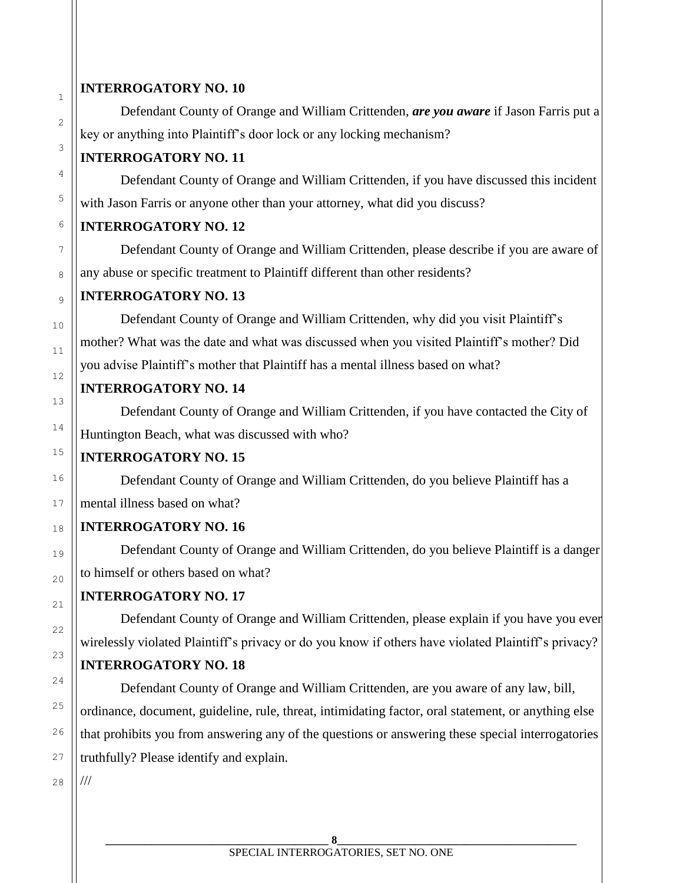**INTERROGATORY NO. 10**

Defendant County of Orange and William Crittenden, ***are you aware*** if Jason Farris put a key or anything into Plaintiff's door lock or any locking mechanism?

**INTERROGATORY NO. 11**

Defendant County of Orange and William Crittenden, if you have discussed this incident with Jason Farris or anyone other than your attorney, what did you discuss?

**INTERROGATORY NO. 12**

Defendant County of Orange and William Crittenden, please describe if you are aware of any abuse or specific treatment to Plaintiff different than other residents?

**INTERROGATORY NO. 13**

Defendant County of Orange and William Crittenden, why did you visit Plaintiff's mother? What was the date and what was discussed when you visited Plaintiff's mother? Did you advise Plaintiff's mother that Plaintiff has a mental illness based on what?

**INTERROGATORY NO. 14**

Defendant County of Orange and William Crittenden, if you have contacted the City of Huntington Beach, what was discussed with who?

**INTERROGATORY NO. 15**

Defendant County of Orange and William Crittenden, do you believe Plaintiff has a mental illness based on what?

**INTERROGATORY NO. 16**

Defendant County of Orange and William Crittenden, do you believe Plaintiff is a danger to himself or others based on what?

**INTERROGATORY NO. 17**

Defendant County of Orange and William Crittenden, please explain if you have you ever wirelessly violated Plaintiff's privacy or do you know if others have violated Plaintiff's privacy?

**INTERROGATORY NO. 18**

Defendant County of Orange and William Crittenden, are you aware of any law, bill, ordinance, document, guideline, rule, threat, intimidating factor, oral statement, or anything else that prohibits you from answering any of the questions or answering these special interrogatories truthfully? Please identify and explain.

///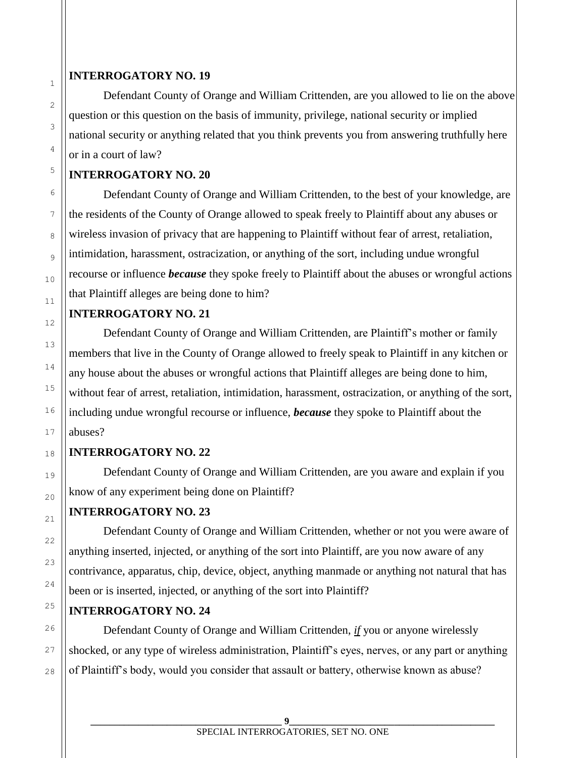**INTERROGATORY NO. 19**

Defendant County of Orange and William Crittenden, are you allowed to lie on the above question or this question on the basis of immunity, privilege, national security or implied national security or anything related that you think prevents you from answering truthfully here or in a court of law?

**INTERROGATORY NO. 20**

Defendant County of Orange and William Crittenden, to the best of your knowledge, are the residents of the County of Orange allowed to speak freely to Plaintiff about any abuses or wireless invasion of privacy that are happening to Plaintiff without fear of arrest, retaliation, intimidation, harassment, ostracization, or anything of the sort, including undue wrongful recourse or influence ***because*** they spoke freely to Plaintiff about the abuses or wrongful actions that Plaintiff alleges are being done to him?

**INTERROGATORY NO. 21**

Defendant County of Orange and William Crittenden, are Plaintiff's mother or family members that live in the County of Orange allowed to freely speak to Plaintiff in any kitchen or any house about the abuses or wrongful actions that Plaintiff alleges are being done to him, without fear of arrest, retaliation, intimidation, harassment, ostracization, or anything of the sort, including undue wrongful recourse or influence, ***because*** they spoke to Plaintiff about the abuses?

**INTERROGATORY NO. 22**

Defendant County of Orange and William Crittenden, are you aware and explain if you know of any experiment being done on Plaintiff?

**INTERROGATORY NO. 23**

Defendant County of Orange and William Crittenden, whether or not you were aware of anything inserted, injected, or anything of the sort into Plaintiff, are you now aware of any contrivance, apparatus, chip, device, object, anything manmade or anything not natural that has been or is inserted, injected, or anything of the sort into Plaintiff?

**INTERROGATORY NO. 24**

Defendant County of Orange and William Crittenden, ***if*** you or anyone wirelessly shocked, or any type of wireless administration, Plaintiff's eyes, nerves, or any part or anything of Plaintiff's body, would you consider that assault or battery, otherwise known as abuse?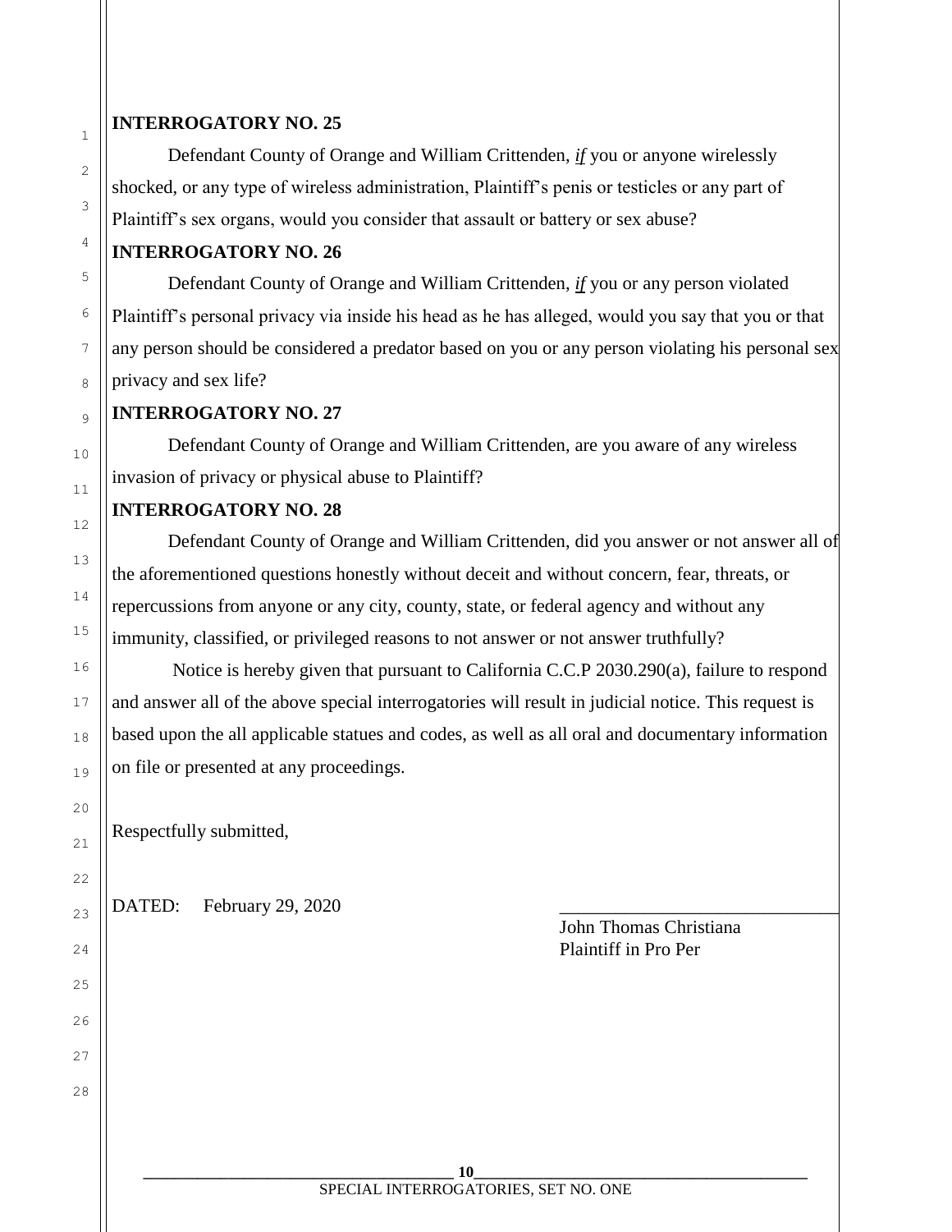**INTERROGATORY NO. 25**

Defendant County of Orange and William Crittenden, ***if*** you or anyone wirelessly shocked, or any type of wireless administration, Plaintiff's penis or testicles or any part of Plaintiff's sex organs, would you consider that assault or battery or sex abuse?

**INTERROGATORY NO. 26**

Defendant County of Orange and William Crittenden, ***if*** you or any person violated Plaintiff's personal privacy via inside his head as he has alleged, would you say that you or that any person should be considered a predator based on you or any person violating his personal sex privacy and sex life?

**INTERROGATORY NO. 27**

Defendant County of Orange and William Crittenden, are you aware of any wireless invasion of privacy or physical abuse to Plaintiff?

**INTERROGATORY NO. 28**

Defendant County of Orange and William Crittenden, did you answer or not answer all of the aforementioned questions honestly without deceit and without concern, fear, threats, or repercussions from anyone or any city, county, state, or federal agency and without any immunity, classified, or privileged reasons to not answer or not answer truthfully?

Notice is hereby given that pursuant to California C.C.P 2030.290(a), failure to respond and answer all of the above special interrogatories will result in judicial notice. This request is based upon the all applicable statues and codes, as well as all oral and documentary information on file or presented at any proceedings.

Respectfully submitted,

DATED: February 29, 2020

\_\_\_\_\_\_\_\_\_\_\_\_\_\_\_\_\_\_\_\_\_\_\_\_\_\_\_\_\_\_

John Thomas Christiana
Plaintiff in Pro Per